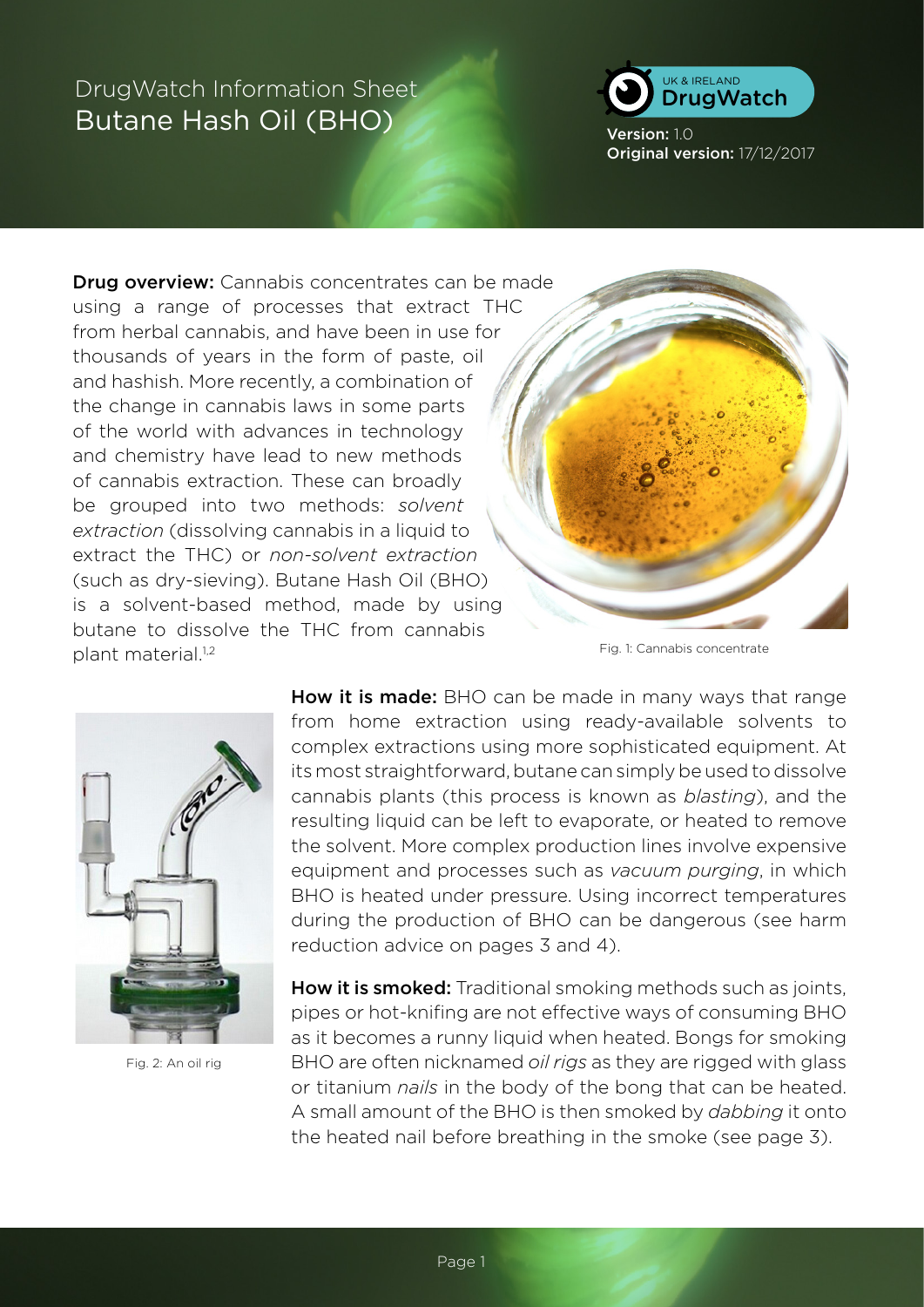DrugWatch Information Sheet

# Butane Hash Oil (BHO)

UK & IRELAND DrugWatch

**Version:** 1.0
**Original version:** 17/12/2017

**Drug overview:** Cannabis concentrates can be made using a range of processes that extract THC from herbal cannabis, and have been in use for thousands of years in the form of paste, oil and hashish. More recently, a combination of the change in cannabis laws in some parts of the world with advances in technology and chemistry have lead to new methods of cannabis extraction. These can broadly be grouped into two methods: *solvent extraction* (dissolving cannabis in a liquid to extract the THC) or *non-solvent extraction* (such as dry-sieving). Butane Hash Oil (BHO) is a solvent-based method, made by using butane to dissolve the THC from cannabis plant material.[1,2]

Fig. 1: Cannabis concentrate

**How it is made:** BHO can be made in many ways that range from home extraction using ready-available solvents to complex extractions using more sophisticated equipment. At its most straightforward, butane can simply be used to dissolve cannabis plants (this process is known as *blasting*), and the resulting liquid can be left to evaporate, or heated to remove the solvent. More complex production lines involve expensive equipment and processes such as *vacuum purging*, in which BHO is heated under pressure. Using incorrect temperatures during the production of BHO can be dangerous (see harm reduction advice on pages 3 and 4).

Fig. 2: An oil rig

**How it is smoked:** Traditional smoking methods such as joints, pipes or hot-knifing are not effective ways of consuming BHO as it becomes a runny liquid when heated. Bongs for smoking BHO are often nicknamed *oil rigs* as they are rigged with glass or titanium *nails* in the body of the bong that can be heated. A small amount of the BHO is then smoked by *dabbing* it onto the heated nail before breathing in the smoke (see page 3).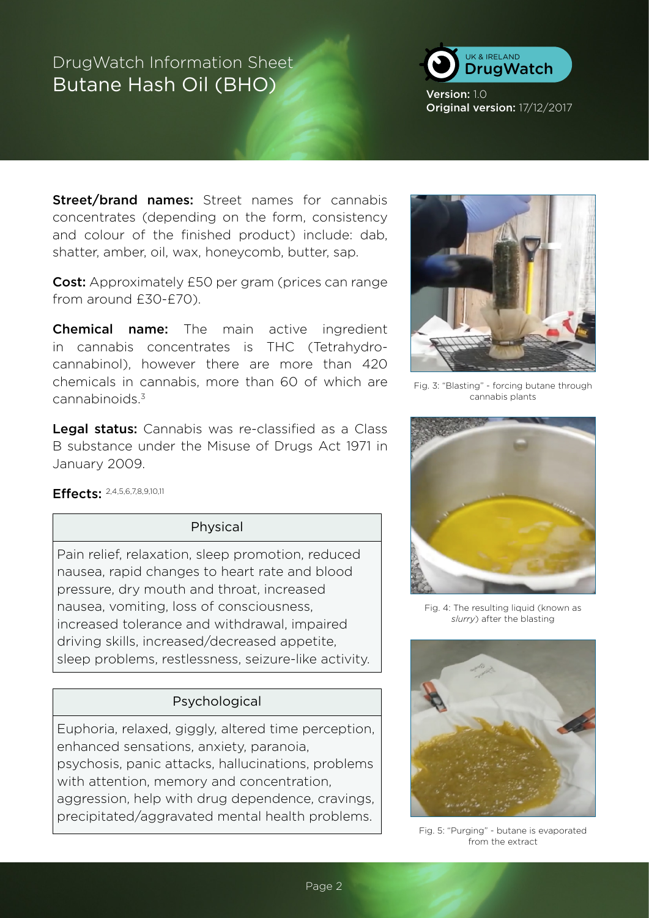**Street/brand names:** Street names for cannabis concentrates (depending on the form, consistency and colour of the finished product) include: dab, shatter, amber, oil, wax, honeycomb, butter, sap.

**Cost:** Approximately £50 per gram (prices can range from around £30-£70).

**Chemical name:** The main active ingredient in cannabis concentrates is THC (Tetrahydro-cannabinol), however there are more than 420 chemicals in cannabis, more than 60 of which are cannabinoids.[3]

**Legal status:** Cannabis was re-classified as a Class B substance under the Misuse of Drugs Act 1971 in January 2009.

**Effects:** [2,4,5,6,7,8,9,10,11]

| Physical |
| --- |
| Pain relief, relaxation, sleep promotion, reduced nausea, rapid changes to heart rate and blood pressure, dry mouth and throat, increased nausea, vomiting, loss of consciousness, increased tolerance and withdrawal, impaired driving skills, increased/decreased appetite, sleep problems, restlessness, seizure-like activity. |

| Psychological |
| --- |
| Euphoria, relaxed, giggly, altered time perception, enhanced sensations, anxiety, paranoia, psychosis, panic attacks, hallucinations, problems with attention, memory and concentration, aggression, help with drug dependence, cravings, precipitated/aggravated mental health problems. |

Fig. 3: "Blasting" - forcing butane through cannabis plants

Fig. 4: The resulting liquid (known as *slurry*) after the blasting

Fig. 5: "Purging" - butane is evaporated from the extract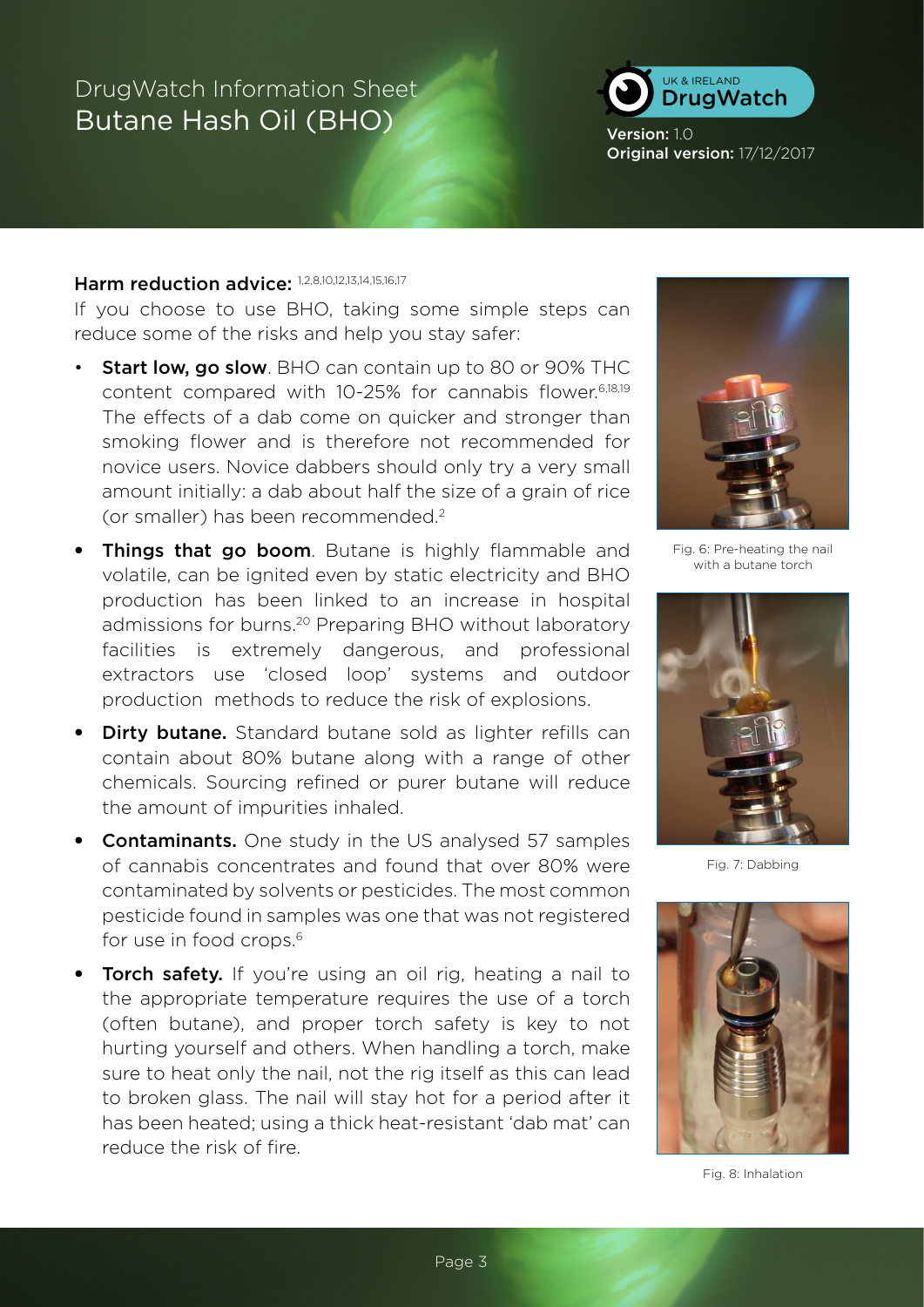## Harm reduction advice: [1,2,8,10,12,13,14,15,16,17]

If you choose to use BHO, taking some simple steps can reduce some of the risks and help you stay safer:

- **Start low, go slow**. BHO can contain up to 80 or 90% THC content compared with 10-25% for cannabis flower.[6,18,19] The effects of a dab come on quicker and stronger than smoking flower and is therefore not recommended for novice users. Novice dabbers should only try a very small amount initially: a dab about half the size of a grain of rice (or smaller) has been recommended.[2]
- **Things that go boom**. Butane is highly flammable and volatile, can be ignited even by static electricity and BHO production has been linked to an increase in hospital admissions for burns.[20] Preparing BHO without laboratory facilities is extremely dangerous, and professional extractors use 'closed loop' systems and outdoor production methods to reduce the risk of explosions.
- **Dirty butane.** Standard butane sold as lighter refills can contain about 80% butane along with a range of other chemicals. Sourcing refined or purer butane will reduce the amount of impurities inhaled.
- **Contaminants.** One study in the US analysed 57 samples of cannabis concentrates and found that over 80% were contaminated by solvents or pesticides. The most common pesticide found in samples was one that was not registered for use in food crops.[6]
- **Torch safety.** If you're using an oil rig, heating a nail to the appropriate temperature requires the use of a torch (often butane), and proper torch safety is key to not hurting yourself and others. When handling a torch, make sure to heat only the nail, not the rig itself as this can lead to broken glass. The nail will stay hot for a period after it has been heated; using a thick heat-resistant 'dab mat' can reduce the risk of fire.

Fig. 6: Pre-heating the nail with a butane torch

Fig. 7: Dabbing

Fig. 8: Inhalation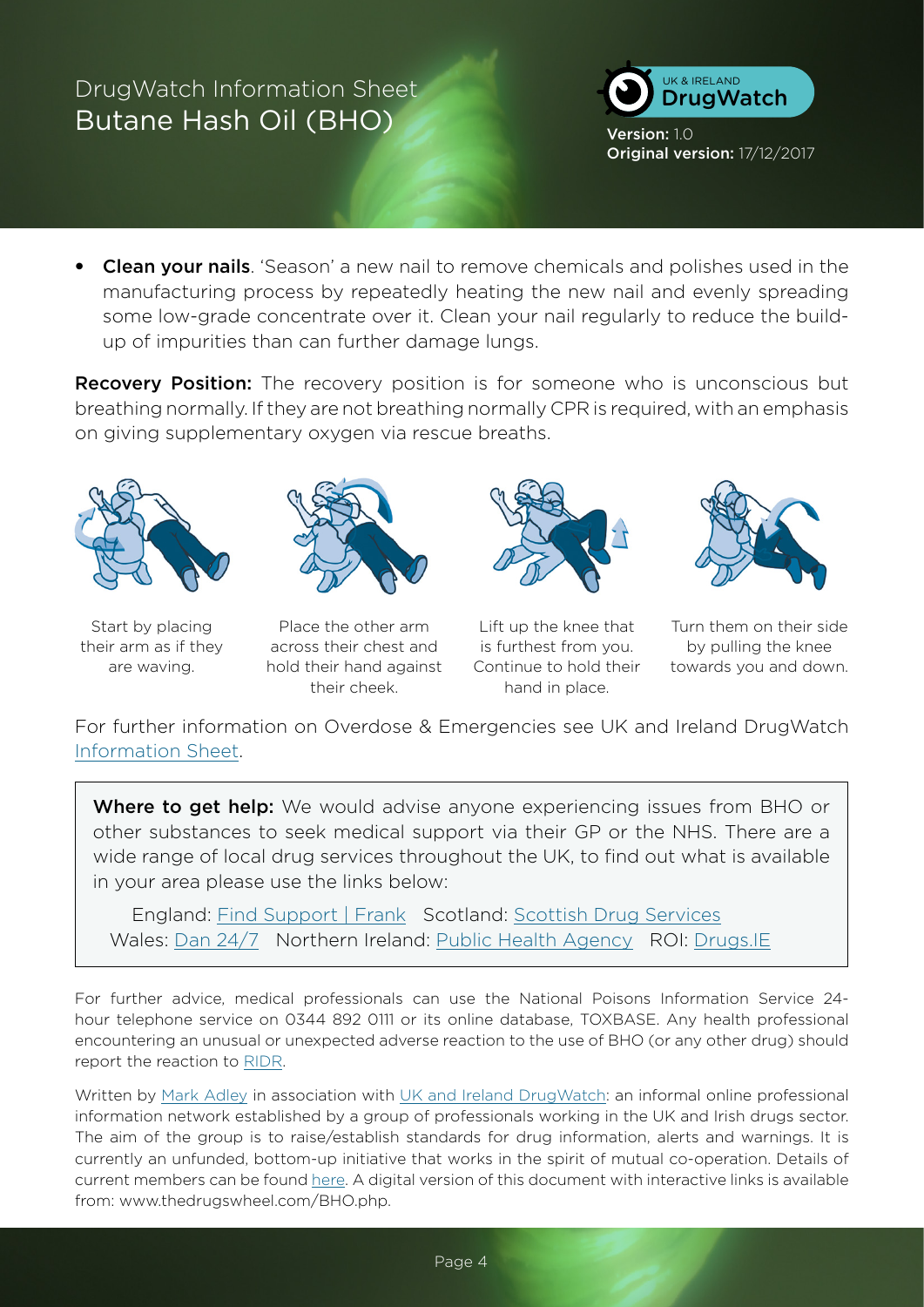- **Clean your nails**. 'Season' a new nail to remove chemicals and polishes used in the manufacturing process by repeatedly heating the new nail and evenly spreading some low-grade concentrate over it. Clean your nail regularly to reduce the build-up of impurities than can further damage lungs.

**Recovery Position:** The recovery position is for someone who is unconscious but breathing normally. If they are not breathing normally CPR is required, with an emphasis on giving supplementary oxygen via rescue breaths.

Start by placing their arm as if they are waving.

Place the other arm across their chest and hold their hand against their cheek.

Lift up the knee that is furthest from you. Continue to hold their hand in place.

Turn them on their side by pulling the knee towards you and down.

For further information on Overdose & Emergencies see UK and Ireland DrugWatch Information Sheet.

**Where to get help:** We would advise anyone experiencing issues from BHO or other substances to seek medical support via their GP or the NHS. There are a wide range of local drug services throughout the UK, to find out what is available in your area please use the links below:

England: Find Support | Frank   Scotland: Scottish Drug Services
Wales: Dan 24/7   Northern Ireland: Public Health Agency   ROI: Drugs.IE

For further advice, medical professionals can use the National Poisons Information Service 24-hour telephone service on 0344 892 0111 or its online database, TOXBASE. Any health professional encountering an unusual or unexpected adverse reaction to the use of BHO (or any other drug) should report the reaction to RIDR.

Written by Mark Adley in association with UK and Ireland DrugWatch: an informal online professional information network established by a group of professionals working in the UK and Irish drugs sector. The aim of the group is to raise/establish standards for drug information, alerts and warnings. It is currently an unfunded, bottom-up initiative that works in the spirit of mutual co-operation. Details of current members can be found here. A digital version of this document with interactive links is available from: www.thedrugswheel.com/BHO.php.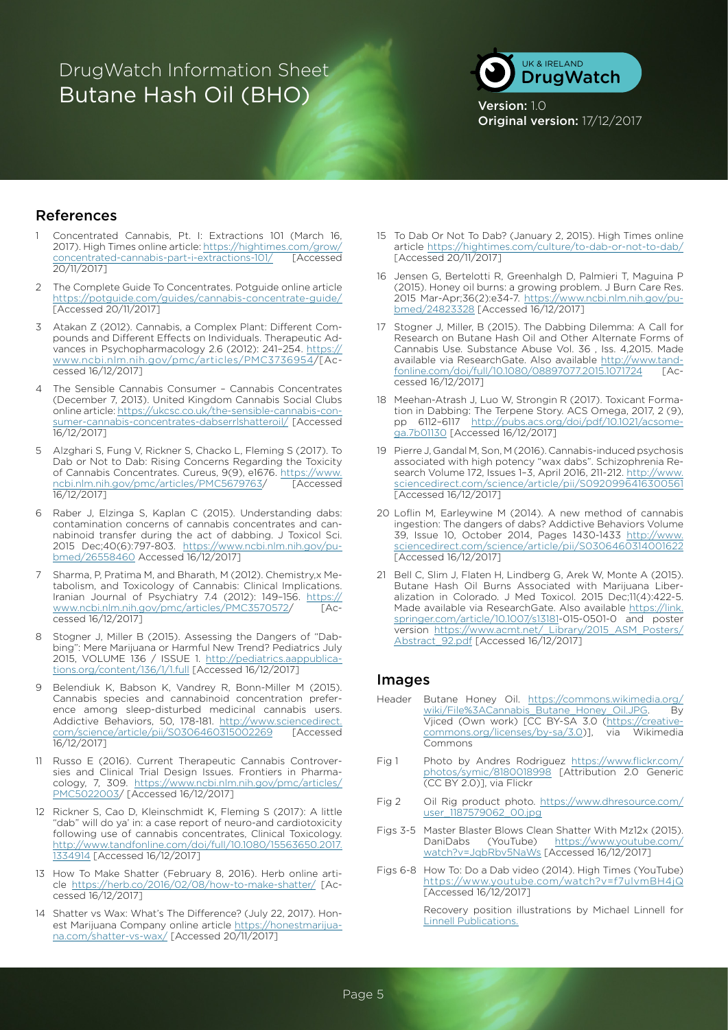# DrugWatch Information Sheet
# Butane Hash Oil (BHO)

UK & IRELAND DrugWatch

**Version:** 1.0
**Original version:** 17/12/2017

## References

1. Concentrated Cannabis, Pt. I: Extractions 101 (March 16, 2017). High Times online article: https://hightimes.com/grow/concentrated-cannabis-part-i-extractions-101/ [Accessed 20/11/2017]
2. The Complete Guide To Concentrates. Potguide online article https://potguide.com/guides/cannabis-concentrate-guide/ [Accessed 20/11/2017]
3. Atakan Z (2012). Cannabis, a Complex Plant: Different Compounds and Different Effects on Individuals. Therapeutic Advances in Psychopharmacology 2.6 (2012): 241–254. https://www.ncbi.nlm.nih.gov/pmc/articles/PMC3736954/[Accessed 16/12/2017]
4. The Sensible Cannabis Consumer – Cannabis Concentrates (December 7, 2013). United Kingdom Cannabis Social Clubs online article: https://ukcsc.co.uk/the-sensible-cannabis-consumer-cannabis-concentrates-dabserrlshatteroil/ [Accessed 16/12/2017]
5. Alzghari S, Fung V, Rickner S, Chacko L, Fleming S (2017). To Dab or Not to Dab: Rising Concerns Regarding the Toxicity of Cannabis Concentrates. Cureus, 9(9), e1676. https://www.ncbi.nlm.nih.gov/pmc/articles/PMC5679763/ [Accessed 16/12/2017]
6. Raber J, Elzinga S, Kaplan C (2015). Understanding dabs: contamination concerns of cannabis concentrates and cannabinoid transfer during the act of dabbing. J Toxicol Sci. 2015 Dec;40(6):797-803. https://www.ncbi.nlm.nih.gov/pubmed/26558460 Accessed 16/12/2017]
7. Sharma, P, Pratima M, and Bharath, M (2012). Chemistry,x Metabolism, and Toxicology of Cannabis: Clinical Implications. Iranian Journal of Psychiatry 7.4 (2012): 149–156. https://www.ncbi.nlm.nih.gov/pmc/articles/PMC3570572/ [Accessed 16/12/2017]
8. Stogner J, Miller B (2015). Assessing the Dangers of "Dabbing": Mere Marijuana or Harmful New Trend? Pediatrics July 2015, VOLUME 136 / ISSUE 1. http://pediatrics.aappublications.org/content/136/1/1.full [Accessed 16/12/2017]
9. Belendiuk K, Babson K, Vandrey R, Bonn-Miller M (2015). Cannabis species and cannabinoid concentration preference among sleep-disturbed medicinal cannabis users. Addictive Behaviors, 50, 178-181. http://www.sciencedirect.com/science/article/pii/S0306460315002269 [Accessed 16/12/2017]
11. Russo E (2016). Current Therapeutic Cannabis Controversies and Clinical Trial Design Issues. Frontiers in Pharmacology, 7, 309. https://www.ncbi.nlm.nih.gov/pmc/articles/PMC5022003/ [Accessed 16/12/2017]
12. Rickner S, Cao D, Kleinschmidt K, Fleming S (2017): A little "dab" will do ya' in: a case report of neuro-and cardiotoxicity following use of cannabis concentrates, Clinical Toxicology. http://www.tandfonline.com/doi/full/10.1080/15563650.2017.1334914 [Accessed 16/12/2017]
13. How To Make Shatter (February 8, 2016). Herb online article https://herb.co/2016/02/08/how-to-make-shatter/ [Accessed 16/12/2017]
14. Shatter vs Wax: What's The Difference? (July 22, 2017). Honest Marijuana Company online article https://honestmarijuana.com/shatter-vs-wax/ [Accessed 20/11/2017]
15. To Dab Or Not To Dab? (January 2, 2015). High Times online article https://hightimes.com/culture/to-dab-or-not-to-dab/ [Accessed 20/11/2017]
16. Jensen G, Bertelotti R, Greenhalgh D, Palmieri T, Maguina P (2015). Honey oil burns: a growing problem. J Burn Care Res. 2015 Mar-Apr;36(2):e34-7. https://www.ncbi.nlm.nih.gov/pubmed/24823328 [Accessed 16/12/2017]
17. Stogner J, Miller, B (2015). The Dabbing Dilemma: A Call for Research on Butane Hash Oil and Other Alternate Forms of Cannabis Use. Substance Abuse Vol. 36 , Iss. 4,2015. Made available via ResearchGate. Also available http://www.tandfonline.com/doi/full/10.1080/08897077.2015.1071724 [Accessed 16/12/2017]
18. Meehan-Atrash J, Luo W, Strongin R (2017). Toxicant Formation in Dabbing: The Terpene Story. ACS Omega, 2017, 2 (9), pp 6112–6117 http://pubs.acs.org/doi/pdf/10.1021/acsomega.7b01130 [Accessed 16/12/2017]
19. Pierre J, Gandal M, Son, M (2016). Cannabis-induced psychosis associated with high potency "wax dabs". Schizophrenia Research Volume 172, Issues 1–3, April 2016, 211-212. http://www.sciencedirect.com/science/article/pii/S0920996416300561 [Accessed 16/12/2017]
20. Loflin M, Earleywine M (2014). A new method of cannabis ingestion: The dangers of dabs? Addictive Behaviors Volume 39, Issue 10, October 2014, Pages 1430-1433 http://www.sciencedirect.com/science/article/pii/S0306460314001622 [Accessed 16/12/2017]
21. Bell C, Slim J, Flaten H, Lindberg G, Arek W, Monte A (2015). Butane Hash Oil Burns Associated with Marijuana Liberalization in Colorado. J Med Toxicol. 2015 Dec;11(4):422-5. Made available via ResearchGate. Also available https://link.springer.com/article/10.1007/s13181-015-0501-0 and poster version https://www.acmt.net/_Library/2015_ASM_Posters/Abstract_92.pdf [Accessed 16/12/2017]

## Images

Header — Butane Honey Oil. https://commons.wikimedia.org/wiki/File%3ACannabis_Butane_Honey_Oil.JPG. By Vjiced (Own work) [CC BY-SA 3.0 (https://creativecommons.org/licenses/by-sa/3.0)], via Wikimedia Commons

Fig 1 — Photo by Andres Rodriguez https://www.flickr.com/photos/symic/8180018998 [Attribution 2.0 Generic (CC BY 2.0)], via Flickr

Fig 2 — Oil Rig product photo. https://www.dhresource.com/user_1187579062_00.jpg

Figs 3-5 — Master Blaster Blows Clean Shatter With Mz12x (2015). DaniDabs (YouTube) https://www.youtube.com/watch?v=JqbRbv5NaWs [Accessed 16/12/2017]

Figs 6-8 — How To: Do a Dab video (2014). High Times (YouTube) https://www.youtube.com/watch?v=f7ulvmBH4jQ [Accessed 16/12/2017]

Recovery position illustrations by Michael Linnell for Linnell Publications.